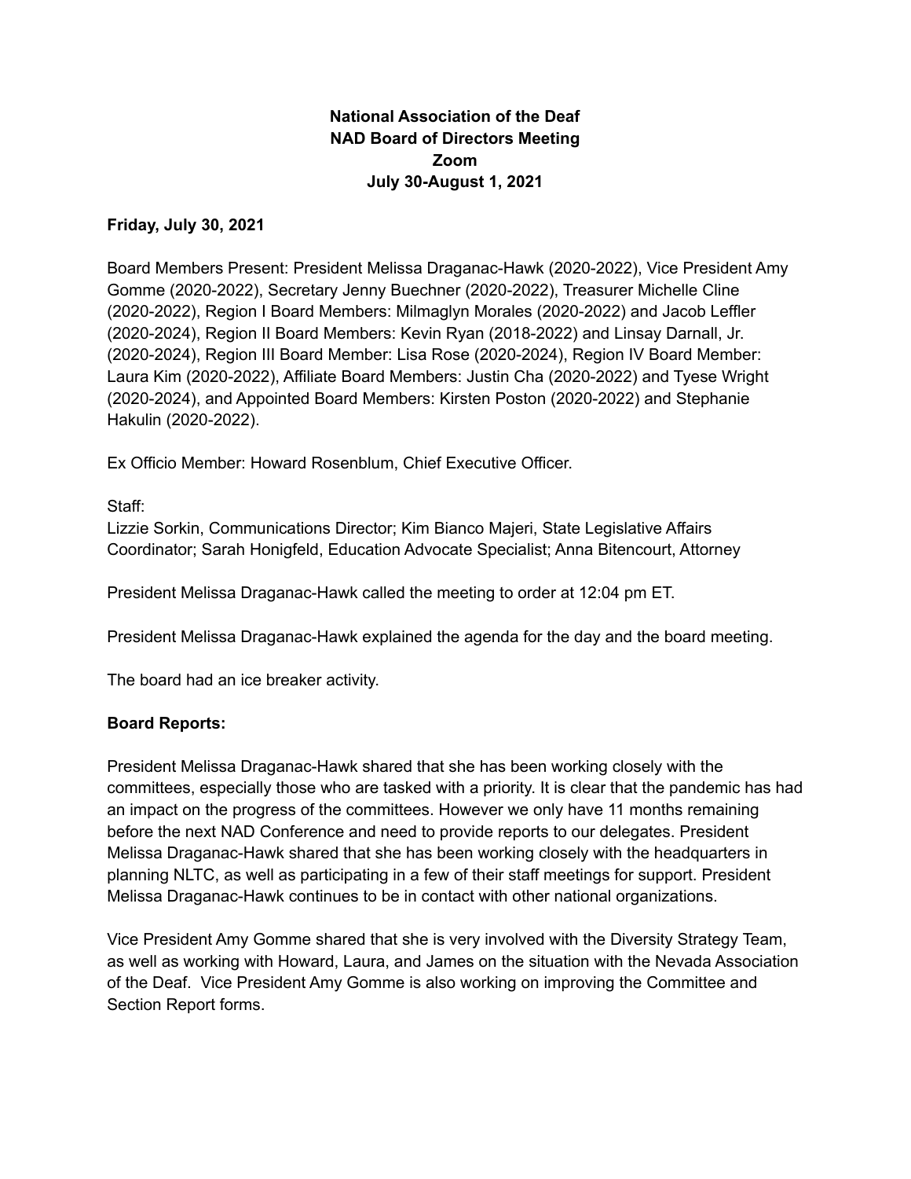# National Association of the Deaf
## NAD Board of Directors Meeting
### Zoom
### July 30-August 1, 2021

**Friday, July 30, 2021**

Board Members Present: President Melissa Draganac-Hawk (2020-2022), Vice President Amy Gomme (2020-2022), Secretary Jenny Buechner (2020-2022), Treasurer Michelle Cline (2020-2022), Region I Board Members: Milmaglyn Morales (2020-2022) and Jacob Leffler (2020-2024), Region II Board Members: Kevin Ryan (2018-2022) and Linsay Darnall, Jr. (2020-2024), Region III Board Member: Lisa Rose (2020-2024), Region IV Board Member: Laura Kim (2020-2022), Affiliate Board Members: Justin Cha (2020-2022) and Tyese Wright (2020-2024), and Appointed Board Members: Kirsten Poston (2020-2022) and Stephanie Hakulin (2020-2022).

Ex Officio Member: Howard Rosenblum, Chief Executive Officer.

Staff:
Lizzie Sorkin, Communications Director; Kim Bianco Majeri, State Legislative Affairs Coordinator; Sarah Honigfeld, Education Advocate Specialist; Anna Bitencourt, Attorney

President Melissa Draganac-Hawk called the meeting to order at 12:04 pm ET.

President Melissa Draganac-Hawk explained the agenda for the day and the board meeting.

The board had an ice breaker activity.

**Board Reports:**

President Melissa Draganac-Hawk shared that she has been working closely with the committees, especially those who are tasked with a priority. It is clear that the pandemic has had an impact on the progress of the committees. However we only have 11 months remaining before the next NAD Conference and need to provide reports to our delegates. President Melissa Draganac-Hawk shared that she has been working closely with the headquarters in planning NLTC, as well as participating in a few of their staff meetings for support. President Melissa Draganac-Hawk continues to be in contact with other national organizations.

Vice President Amy Gomme shared that she is very involved with the Diversity Strategy Team, as well as working with Howard, Laura, and James on the situation with the Nevada Association of the Deaf. Vice President Amy Gomme is also working on improving the Committee and Section Report forms.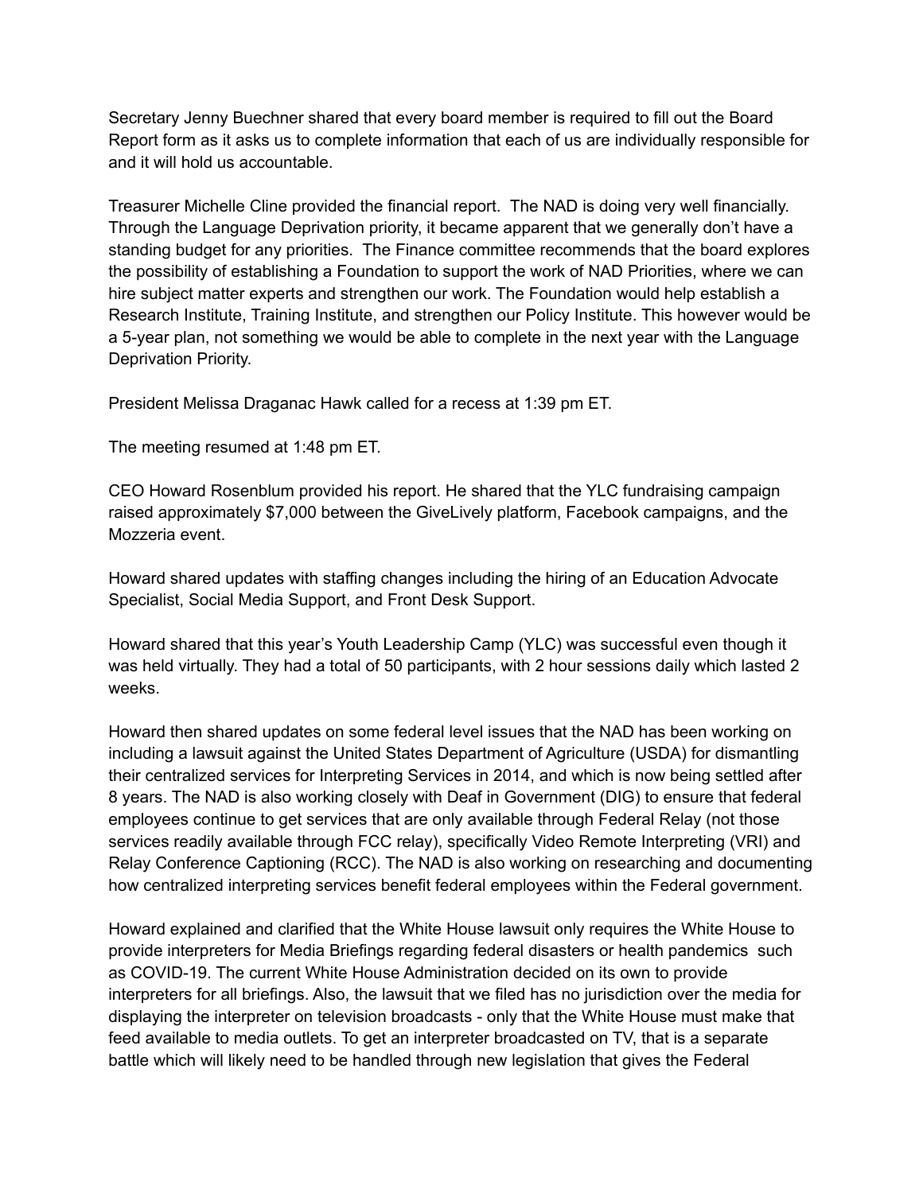Secretary Jenny Buechner shared that every board member is required to fill out the Board Report form as it asks us to complete information that each of us are individually responsible for and it will hold us accountable.

Treasurer Michelle Cline provided the financial report. The NAD is doing very well financially. Through the Language Deprivation priority, it became apparent that we generally don't have a standing budget for any priorities. The Finance committee recommends that the board explores the possibility of establishing a Foundation to support the work of NAD Priorities, where we can hire subject matter experts and strengthen our work. The Foundation would help establish a Research Institute, Training Institute, and strengthen our Policy Institute. This however would be a 5-year plan, not something we would be able to complete in the next year with the Language Deprivation Priority.

President Melissa Draganac Hawk called for a recess at 1:39 pm ET.

The meeting resumed at 1:48 pm ET.

CEO Howard Rosenblum provided his report. He shared that the YLC fundraising campaign raised approximately $7,000 between the GiveLively platform, Facebook campaigns, and the Mozzeria event.

Howard shared updates with staffing changes including the hiring of an Education Advocate Specialist, Social Media Support, and Front Desk Support.

Howard shared that this year's Youth Leadership Camp (YLC) was successful even though it was held virtually. They had a total of 50 participants, with 2 hour sessions daily which lasted 2 weeks.

Howard then shared updates on some federal level issues that the NAD has been working on including a lawsuit against the United States Department of Agriculture (USDA) for dismantling their centralized services for Interpreting Services in 2014, and which is now being settled after 8 years. The NAD is also working closely with Deaf in Government (DIG) to ensure that federal employees continue to get services that are only available through Federal Relay (not those services readily available through FCC relay), specifically Video Remote Interpreting (VRI) and Relay Conference Captioning (RCC). The NAD is also working on researching and documenting how centralized interpreting services benefit federal employees within the Federal government.

Howard explained and clarified that the White House lawsuit only requires the White House to provide interpreters for Media Briefings regarding federal disasters or health pandemics such as COVID-19. The current White House Administration decided on its own to provide interpreters for all briefings. Also, the lawsuit that we filed has no jurisdiction over the media for displaying the interpreter on television broadcasts - only that the White House must make that feed available to media outlets. To get an interpreter broadcasted on TV, that is a separate battle which will likely need to be handled through new legislation that gives the Federal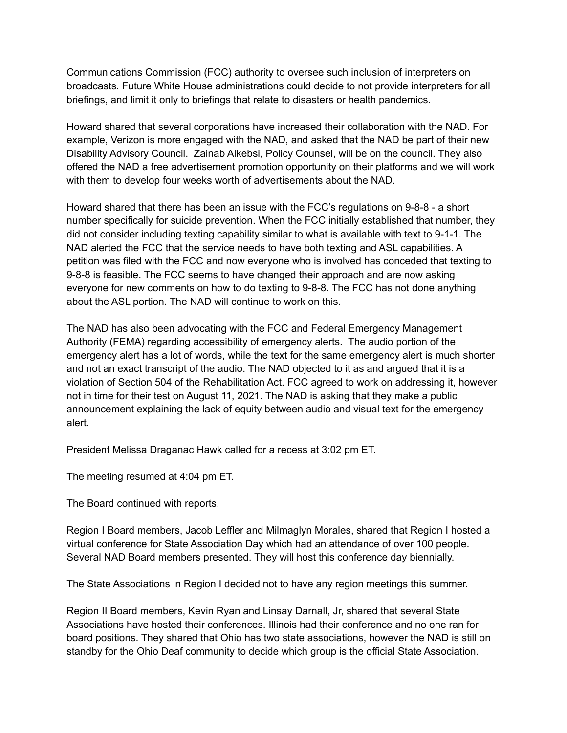Communications Commission (FCC) authority to oversee such inclusion of interpreters on broadcasts. Future White House administrations could decide to not provide interpreters for all briefings, and limit it only to briefings that relate to disasters or health pandemics.

Howard shared that several corporations have increased their collaboration with the NAD. For example, Verizon is more engaged with the NAD, and asked that the NAD be part of their new Disability Advisory Council. Zainab Alkebsi, Policy Counsel, will be on the council. They also offered the NAD a free advertisement promotion opportunity on their platforms and we will work with them to develop four weeks worth of advertisements about the NAD.

Howard shared that there has been an issue with the FCC's regulations on 9-8-8 - a short number specifically for suicide prevention. When the FCC initially established that number, they did not consider including texting capability similar to what is available with text to 9-1-1. The NAD alerted the FCC that the service needs to have both texting and ASL capabilities. A petition was filed with the FCC and now everyone who is involved has conceded that texting to 9-8-8 is feasible. The FCC seems to have changed their approach and are now asking everyone for new comments on how to do texting to 9-8-8. The FCC has not done anything about the ASL portion. The NAD will continue to work on this.

The NAD has also been advocating with the FCC and Federal Emergency Management Authority (FEMA) regarding accessibility of emergency alerts. The audio portion of the emergency alert has a lot of words, while the text for the same emergency alert is much shorter and not an exact transcript of the audio. The NAD objected to it as and argued that it is a violation of Section 504 of the Rehabilitation Act. FCC agreed to work on addressing it, however not in time for their test on August 11, 2021. The NAD is asking that they make a public announcement explaining the lack of equity between audio and visual text for the emergency alert.

President Melissa Draganac Hawk called for a recess at 3:02 pm ET.

The meeting resumed at 4:04 pm ET.

The Board continued with reports.

Region I Board members, Jacob Leffler and Milmaglyn Morales, shared that Region I hosted a virtual conference for State Association Day which had an attendance of over 100 people. Several NAD Board members presented. They will host this conference day biennially.

The State Associations in Region I decided not to have any region meetings this summer.

Region II Board members, Kevin Ryan and Linsay Darnall, Jr, shared that several State Associations have hosted their conferences. Illinois had their conference and no one ran for board positions. They shared that Ohio has two state associations, however the NAD is still on standby for the Ohio Deaf community to decide which group is the official State Association.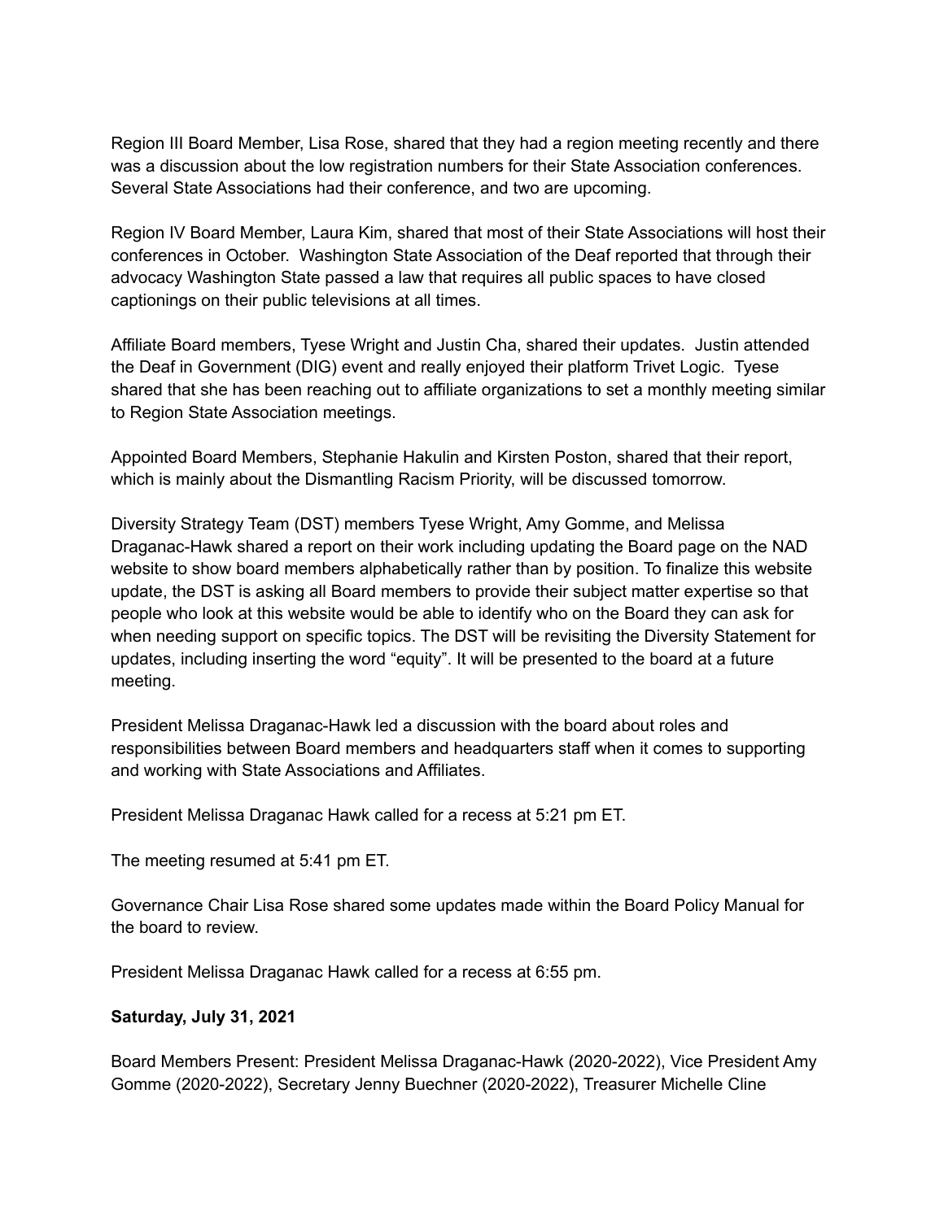Region III Board Member, Lisa Rose, shared that they had a region meeting recently and there was a discussion about the low registration numbers for their State Association conferences. Several State Associations had their conference, and two are upcoming.

Region IV Board Member, Laura Kim, shared that most of their State Associations will host their conferences in October. Washington State Association of the Deaf reported that through their advocacy Washington State passed a law that requires all public spaces to have closed captionings on their public televisions at all times.

Affiliate Board members, Tyese Wright and Justin Cha, shared their updates. Justin attended the Deaf in Government (DIG) event and really enjoyed their platform Trivet Logic. Tyese shared that she has been reaching out to affiliate organizations to set a monthly meeting similar to Region State Association meetings.

Appointed Board Members, Stephanie Hakulin and Kirsten Poston, shared that their report, which is mainly about the Dismantling Racism Priority, will be discussed tomorrow.

Diversity Strategy Team (DST) members Tyese Wright, Amy Gomme, and Melissa Draganac-Hawk shared a report on their work including updating the Board page on the NAD website to show board members alphabetically rather than by position. To finalize this website update, the DST is asking all Board members to provide their subject matter expertise so that people who look at this website would be able to identify who on the Board they can ask for when needing support on specific topics. The DST will be revisiting the Diversity Statement for updates, including inserting the word "equity". It will be presented to the board at a future meeting.

President Melissa Draganac-Hawk led a discussion with the board about roles and responsibilities between Board members and headquarters staff when it comes to supporting and working with State Associations and Affiliates.

President Melissa Draganac Hawk called for a recess at 5:21 pm ET.

The meeting resumed at 5:41 pm ET.

Governance Chair Lisa Rose shared some updates made within the Board Policy Manual for the board to review.

President Melissa Draganac Hawk called for a recess at 6:55 pm.

**Saturday, July 31, 2021**

Board Members Present: President Melissa Draganac-Hawk (2020-2022), Vice President Amy Gomme (2020-2022), Secretary Jenny Buechner (2020-2022), Treasurer Michelle Cline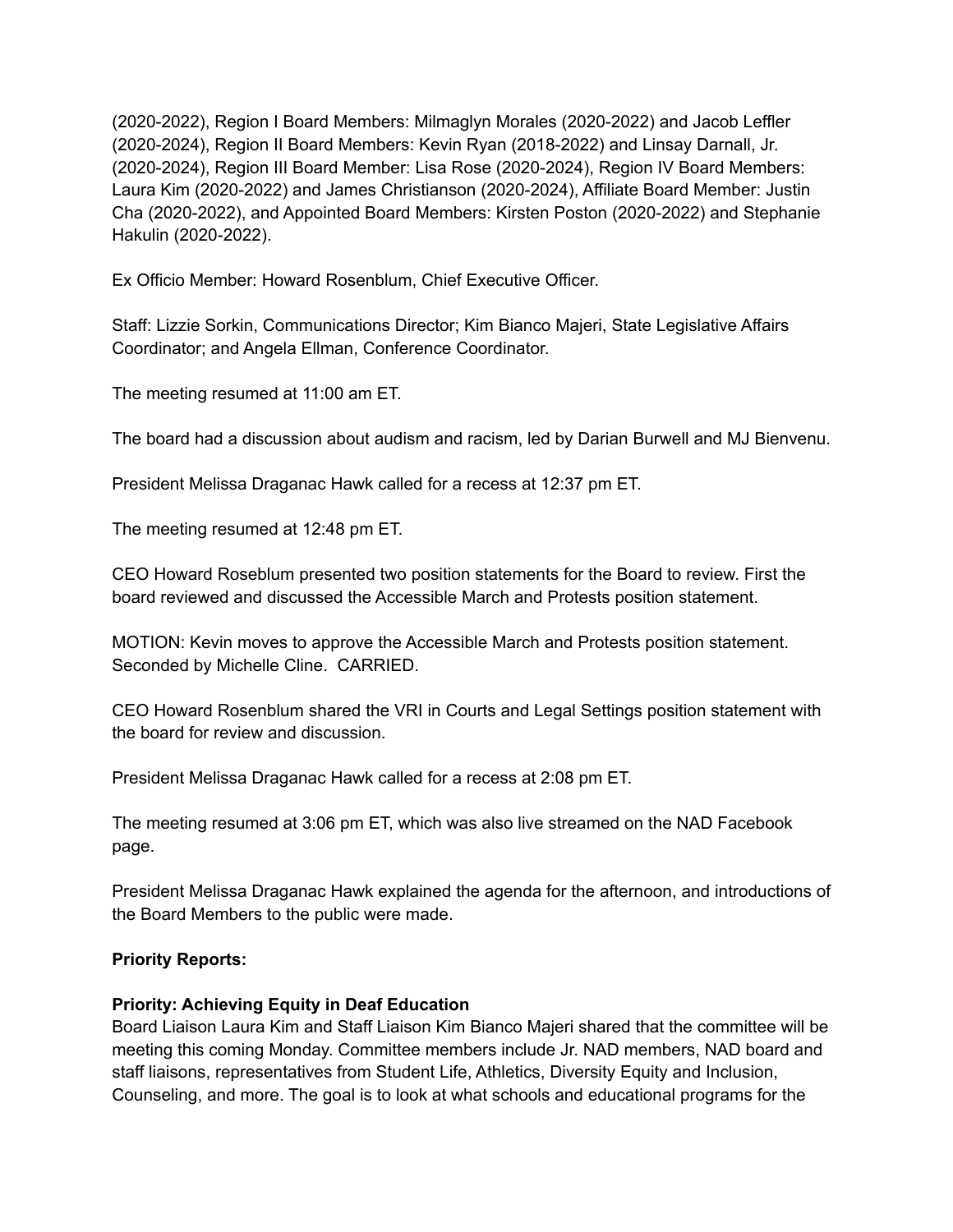(2020-2022), Region I Board Members: Milmaglyn Morales (2020-2022) and Jacob Leffler (2020-2024), Region II Board Members: Kevin Ryan (2018-2022) and Linsay Darnall, Jr. (2020-2024), Region III Board Member: Lisa Rose (2020-2024), Region IV Board Members: Laura Kim (2020-2022) and James Christianson (2020-2024), Affiliate Board Member: Justin Cha (2020-2022), and Appointed Board Members: Kirsten Poston (2020-2022) and Stephanie Hakulin (2020-2022).

Ex Officio Member: Howard Rosenblum, Chief Executive Officer.

Staff: Lizzie Sorkin, Communications Director; Kim Bianco Majeri, State Legislative Affairs Coordinator; and Angela Ellman, Conference Coordinator.

The meeting resumed at 11:00 am ET.

The board had a discussion about audism and racism, led by Darian Burwell and MJ Bienvenu.

President Melissa Draganac Hawk called for a recess at 12:37 pm ET.

The meeting resumed at 12:48 pm ET.

CEO Howard Roseblum presented two position statements for the Board to review. First the board reviewed and discussed the Accessible March and Protests position statement.

MOTION: Kevin moves to approve the Accessible March and Protests position statement. Seconded by Michelle Cline. CARRIED.

CEO Howard Rosenblum shared the VRI in Courts and Legal Settings position statement with the board for review and discussion.

President Melissa Draganac Hawk called for a recess at 2:08 pm ET.

The meeting resumed at 3:06 pm ET, which was also live streamed on the NAD Facebook page.

President Melissa Draganac Hawk explained the agenda for the afternoon, and introductions of the Board Members to the public were made.

**Priority Reports:**

**Priority: Achieving Equity in Deaf Education**
Board Liaison Laura Kim and Staff Liaison Kim Bianco Majeri shared that the committee will be meeting this coming Monday. Committee members include Jr. NAD members, NAD board and staff liaisons, representatives from Student Life, Athletics, Diversity Equity and Inclusion, Counseling, and more. The goal is to look at what schools and educational programs for the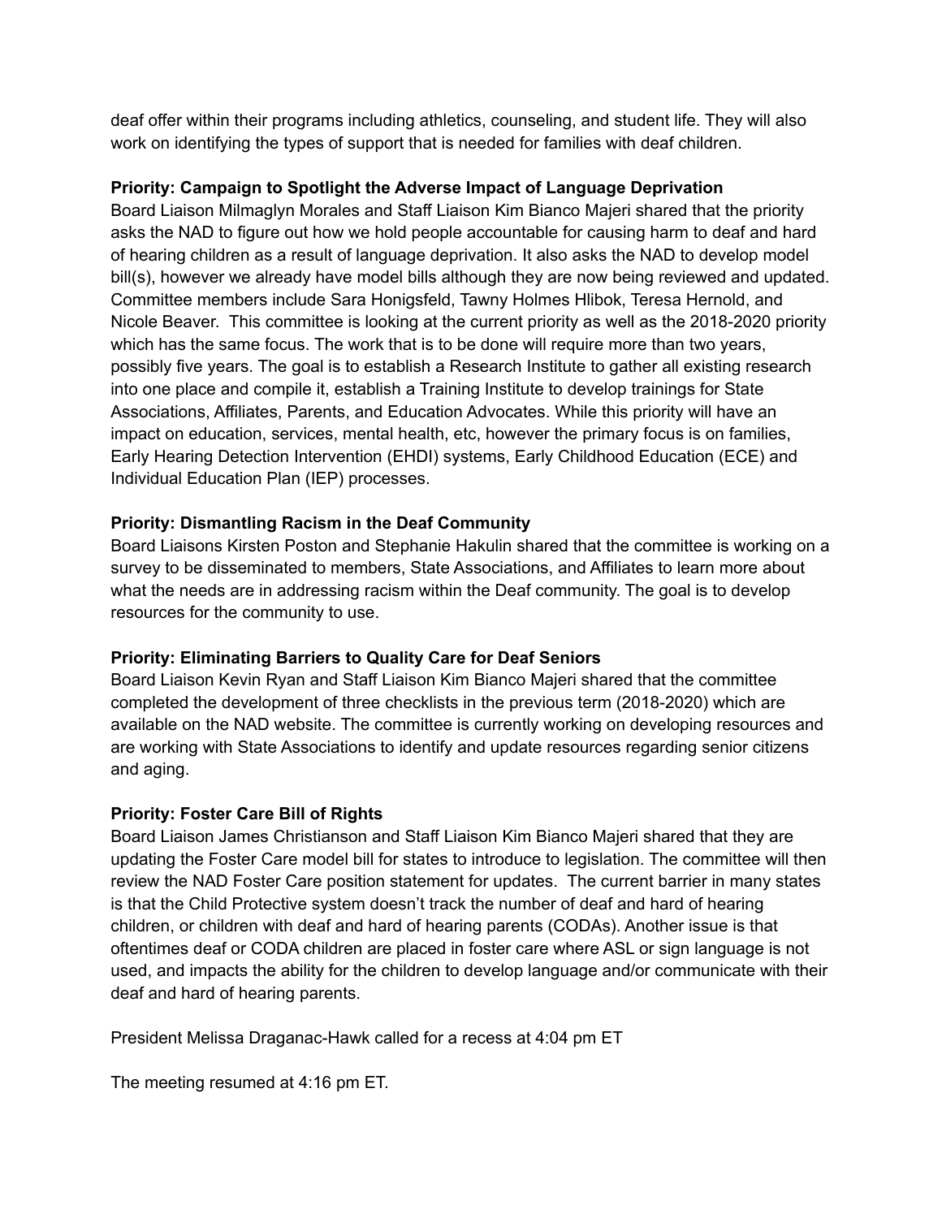deaf offer within their programs including athletics, counseling, and student life. They will also work on identifying the types of support that is needed for families with deaf children.

**Priority: Campaign to Spotlight the Adverse Impact of Language Deprivation**
Board Liaison Milmaglyn Morales and Staff Liaison Kim Bianco Majeri shared that the priority asks the NAD to figure out how we hold people accountable for causing harm to deaf and hard of hearing children as a result of language deprivation. It also asks the NAD to develop model bill(s), however we already have model bills although they are now being reviewed and updated. Committee members include Sara Honigsfeld, Tawny Holmes Hlibok, Teresa Hernold, and Nicole Beaver. This committee is looking at the current priority as well as the 2018-2020 priority which has the same focus. The work that is to be done will require more than two years, possibly five years. The goal is to establish a Research Institute to gather all existing research into one place and compile it, establish a Training Institute to develop trainings for State Associations, Affiliates, Parents, and Education Advocates. While this priority will have an impact on education, services, mental health, etc, however the primary focus is on families, Early Hearing Detection Intervention (EHDI) systems, Early Childhood Education (ECE) and Individual Education Plan (IEP) processes.

**Priority: Dismantling Racism in the Deaf Community**
Board Liaisons Kirsten Poston and Stephanie Hakulin shared that the committee is working on a survey to be disseminated to members, State Associations, and Affiliates to learn more about what the needs are in addressing racism within the Deaf community. The goal is to develop resources for the community to use.

**Priority: Eliminating Barriers to Quality Care for Deaf Seniors**
Board Liaison Kevin Ryan and Staff Liaison Kim Bianco Majeri shared that the committee completed the development of three checklists in the previous term (2018-2020) which are available on the NAD website. The committee is currently working on developing resources and are working with State Associations to identify and update resources regarding senior citizens and aging.

**Priority: Foster Care Bill of Rights**
Board Liaison James Christianson and Staff Liaison Kim Bianco Majeri shared that they are updating the Foster Care model bill for states to introduce to legislation. The committee will then review the NAD Foster Care position statement for updates. The current barrier in many states is that the Child Protective system doesn't track the number of deaf and hard of hearing children, or children with deaf and hard of hearing parents (CODAs). Another issue is that oftentimes deaf or CODA children are placed in foster care where ASL or sign language is not used, and impacts the ability for the children to develop language and/or communicate with their deaf and hard of hearing parents.

President Melissa Draganac-Hawk called for a recess at 4:04 pm ET

The meeting resumed at 4:16 pm ET.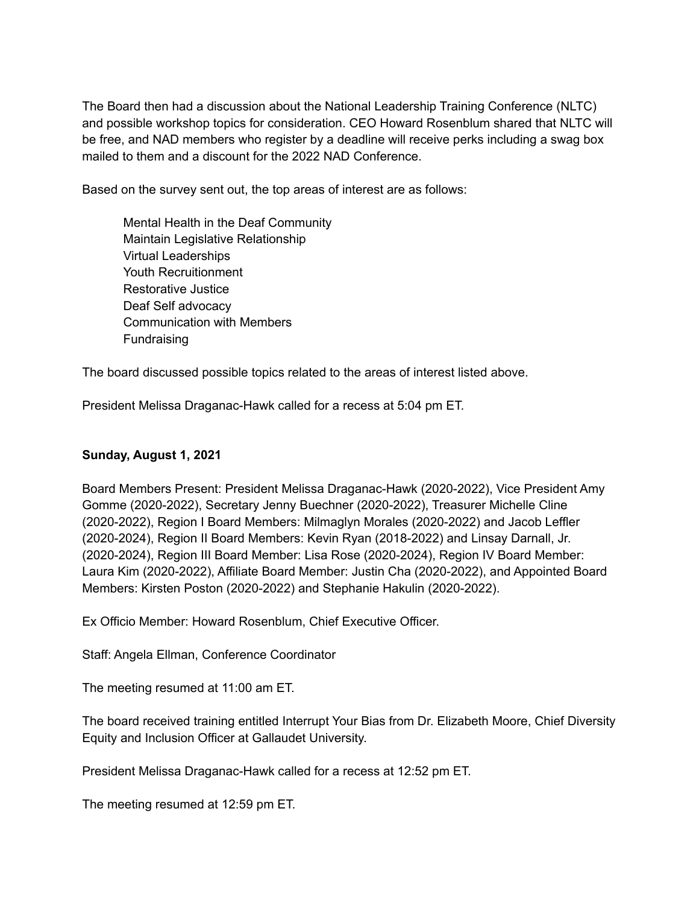The Board then had a discussion about the National Leadership Training Conference (NLTC) and possible workshop topics for consideration. CEO Howard Rosenblum shared that NLTC will be free, and NAD members who register by a deadline will receive perks including a swag box mailed to them and a discount for the 2022 NAD Conference.

Based on the survey sent out, the top areas of interest are as follows:

- Mental Health in the Deaf Community
- Maintain Legislative Relationship
- Virtual Leaderships
- Youth Recruitionment
- Restorative Justice
- Deaf Self advocacy
- Communication with Members
- Fundraising

The board discussed possible topics related to the areas of interest listed above.

President Melissa Draganac-Hawk called for a recess at 5:04 pm ET.

**Sunday, August 1, 2021**

Board Members Present: President Melissa Draganac-Hawk (2020-2022), Vice President Amy Gomme (2020-2022), Secretary Jenny Buechner (2020-2022), Treasurer Michelle Cline (2020-2022), Region I Board Members: Milmaglyn Morales (2020-2022) and Jacob Leffler (2020-2024), Region II Board Members: Kevin Ryan (2018-2022) and Linsay Darnall, Jr. (2020-2024), Region III Board Member: Lisa Rose (2020-2024), Region IV Board Member: Laura Kim (2020-2022), Affiliate Board Member: Justin Cha (2020-2022), and Appointed Board Members: Kirsten Poston (2020-2022) and Stephanie Hakulin (2020-2022).

Ex Officio Member: Howard Rosenblum, Chief Executive Officer.

Staff: Angela Ellman, Conference Coordinator

The meeting resumed at 11:00 am ET.

The board received training entitled Interrupt Your Bias from Dr. Elizabeth Moore, Chief Diversity Equity and Inclusion Officer at Gallaudet University.

President Melissa Draganac-Hawk called for a recess at 12:52 pm ET.

The meeting resumed at 12:59 pm ET.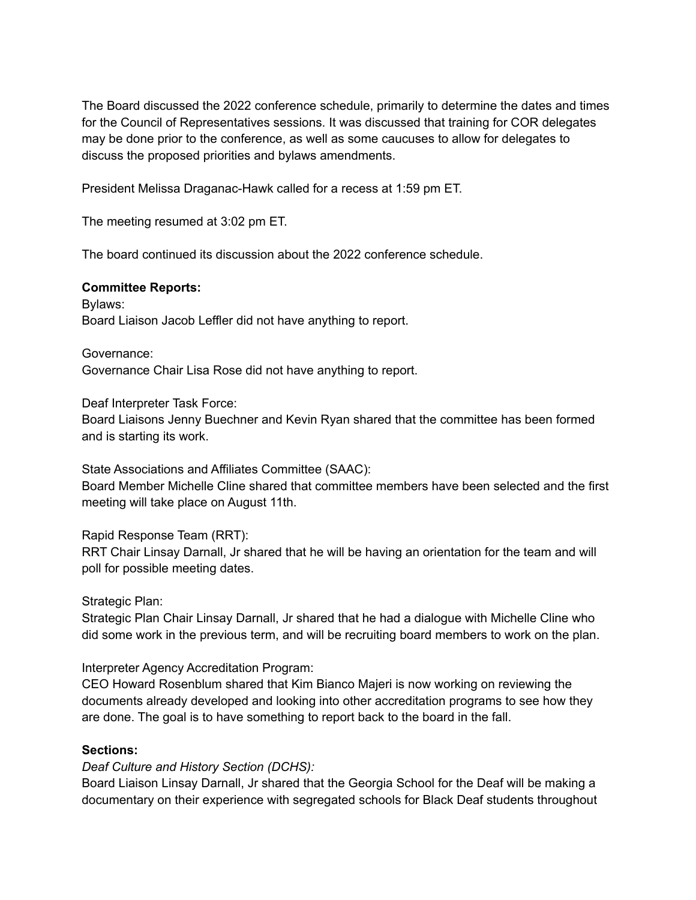The Board discussed the 2022 conference schedule, primarily to determine the dates and times for the Council of Representatives sessions. It was discussed that training for COR delegates may be done prior to the conference, as well as some caucuses to allow for delegates to discuss the proposed priorities and bylaws amendments.

President Melissa Draganac-Hawk called for a recess at 1:59 pm ET.

The meeting resumed at 3:02 pm ET.

The board continued its discussion about the 2022 conference schedule.

**Committee Reports:**

Bylaws:
Board Liaison Jacob Leffler did not have anything to report.

Governance:
Governance Chair Lisa Rose did not have anything to report.

Deaf Interpreter Task Force:
Board Liaisons Jenny Buechner and Kevin Ryan shared that the committee has been formed and is starting its work.

State Associations and Affiliates Committee (SAAC):
Board Member Michelle Cline shared that committee members have been selected and the first meeting will take place on August 11th.

Rapid Response Team (RRT):
RRT Chair Linsay Darnall, Jr shared that he will be having an orientation for the team and will poll for possible meeting dates.

Strategic Plan:
Strategic Plan Chair Linsay Darnall, Jr shared that he had a dialogue with Michelle Cline who did some work in the previous term, and will be recruiting board members to work on the plan.

Interpreter Agency Accreditation Program:
CEO Howard Rosenblum shared that Kim Bianco Majeri is now working on reviewing the documents already developed and looking into other accreditation programs to see how they are done. The goal is to have something to report back to the board in the fall.

**Sections:**

*Deaf Culture and History Section (DCHS):*
Board Liaison Linsay Darnall, Jr shared that the Georgia School for the Deaf will be making a documentary on their experience with segregated schools for Black Deaf students throughout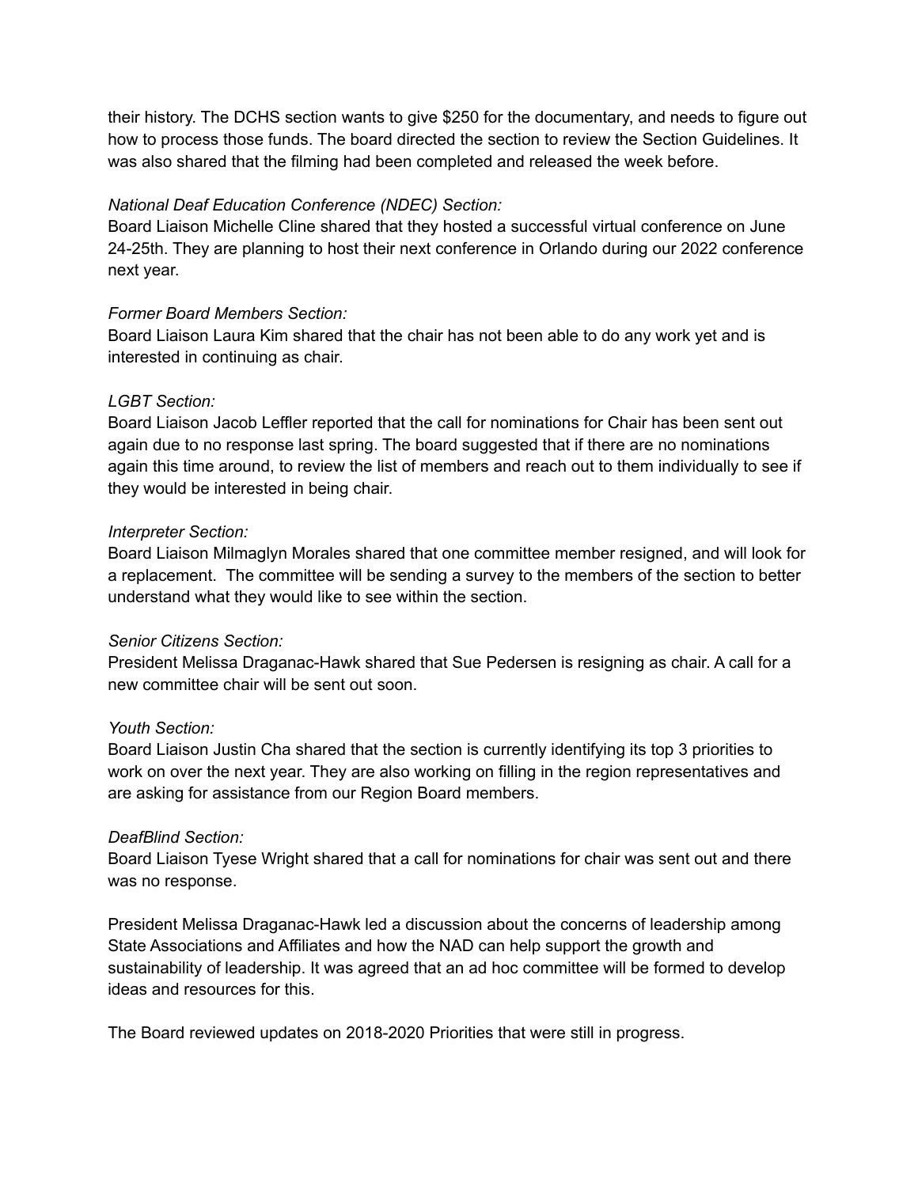their history. The DCHS section wants to give $250 for the documentary, and needs to figure out how to process those funds. The board directed the section to review the Section Guidelines. It was also shared that the filming had been completed and released the week before.

*National Deaf Education Conference (NDEC) Section:*
Board Liaison Michelle Cline shared that they hosted a successful virtual conference on June 24-25th. They are planning to host their next conference in Orlando during our 2022 conference next year.

*Former Board Members Section:*
Board Liaison Laura Kim shared that the chair has not been able to do any work yet and is interested in continuing as chair.

*LGBT Section:*
Board Liaison Jacob Leffler reported that the call for nominations for Chair has been sent out again due to no response last spring. The board suggested that if there are no nominations again this time around, to review the list of members and reach out to them individually to see if they would be interested in being chair.

*Interpreter Section:*
Board Liaison Milmaglyn Morales shared that one committee member resigned, and will look for a replacement. The committee will be sending a survey to the members of the section to better understand what they would like to see within the section.

*Senior Citizens Section:*
President Melissa Draganac-Hawk shared that Sue Pedersen is resigning as chair. A call for a new committee chair will be sent out soon.

*Youth Section:*
Board Liaison Justin Cha shared that the section is currently identifying its top 3 priorities to work on over the next year. They are also working on filling in the region representatives and are asking for assistance from our Region Board members.

*DeafBlind Section:*
Board Liaison Tyese Wright shared that a call for nominations for chair was sent out and there was no response.

President Melissa Draganac-Hawk led a discussion about the concerns of leadership among State Associations and Affiliates and how the NAD can help support the growth and sustainability of leadership. It was agreed that an ad hoc committee will be formed to develop ideas and resources for this.

The Board reviewed updates on 2018-2020 Priorities that were still in progress.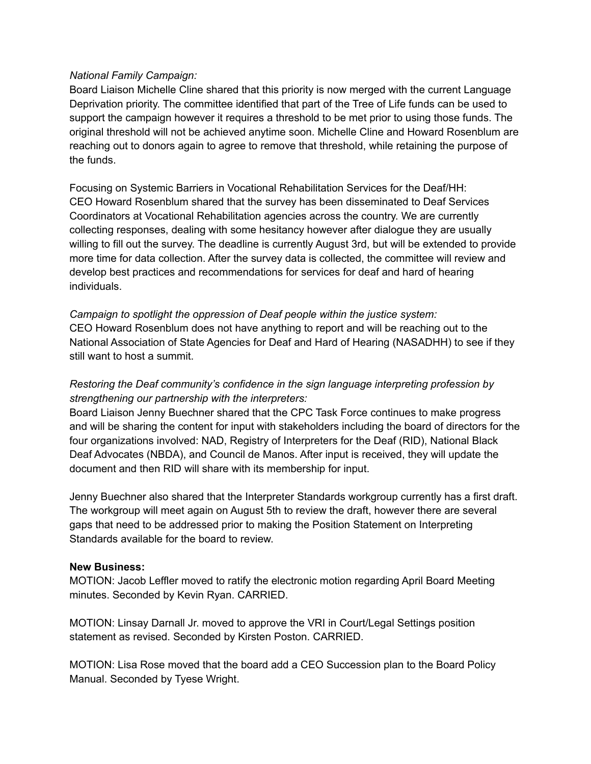*National Family Campaign:*
Board Liaison Michelle Cline shared that this priority is now merged with the current Language Deprivation priority. The committee identified that part of the Tree of Life funds can be used to support the campaign however it requires a threshold to be met prior to using those funds. The original threshold will not be achieved anytime soon. Michelle Cline and Howard Rosenblum are reaching out to donors again to agree to remove that threshold, while retaining the purpose of the funds.

Focusing on Systemic Barriers in Vocational Rehabilitation Services for the Deaf/HH:
CEO Howard Rosenblum shared that the survey has been disseminated to Deaf Services Coordinators at Vocational Rehabilitation agencies across the country. We are currently collecting responses, dealing with some hesitancy however after dialogue they are usually willing to fill out the survey. The deadline is currently August 3rd, but will be extended to provide more time for data collection. After the survey data is collected, the committee will review and develop best practices and recommendations for services for deaf and hard of hearing individuals.

*Campaign to spotlight the oppression of Deaf people within the justice system:*
CEO Howard Rosenblum does not have anything to report and will be reaching out to the National Association of State Agencies for Deaf and Hard of Hearing (NASADHH) to see if they still want to host a summit.

*Restoring the Deaf community's confidence in the sign language interpreting profession by strengthening our partnership with the interpreters:*
Board Liaison Jenny Buechner shared that the CPC Task Force continues to make progress and will be sharing the content for input with stakeholders including the board of directors for the four organizations involved: NAD, Registry of Interpreters for the Deaf (RID), National Black Deaf Advocates (NBDA), and Council de Manos. After input is received, they will update the document and then RID will share with its membership for input.

Jenny Buechner also shared that the Interpreter Standards workgroup currently has a first draft. The workgroup will meet again on August 5th to review the draft, however there are several gaps that need to be addressed prior to making the Position Statement on Interpreting Standards available for the board to review.

**New Business:**
MOTION: Jacob Leffler moved to ratify the electronic motion regarding April Board Meeting minutes. Seconded by Kevin Ryan. CARRIED.

MOTION: Linsay Darnall Jr. moved to approve the VRI in Court/Legal Settings position statement as revised. Seconded by Kirsten Poston. CARRIED.

MOTION: Lisa Rose moved that the board add a CEO Succession plan to the Board Policy Manual. Seconded by Tyese Wright.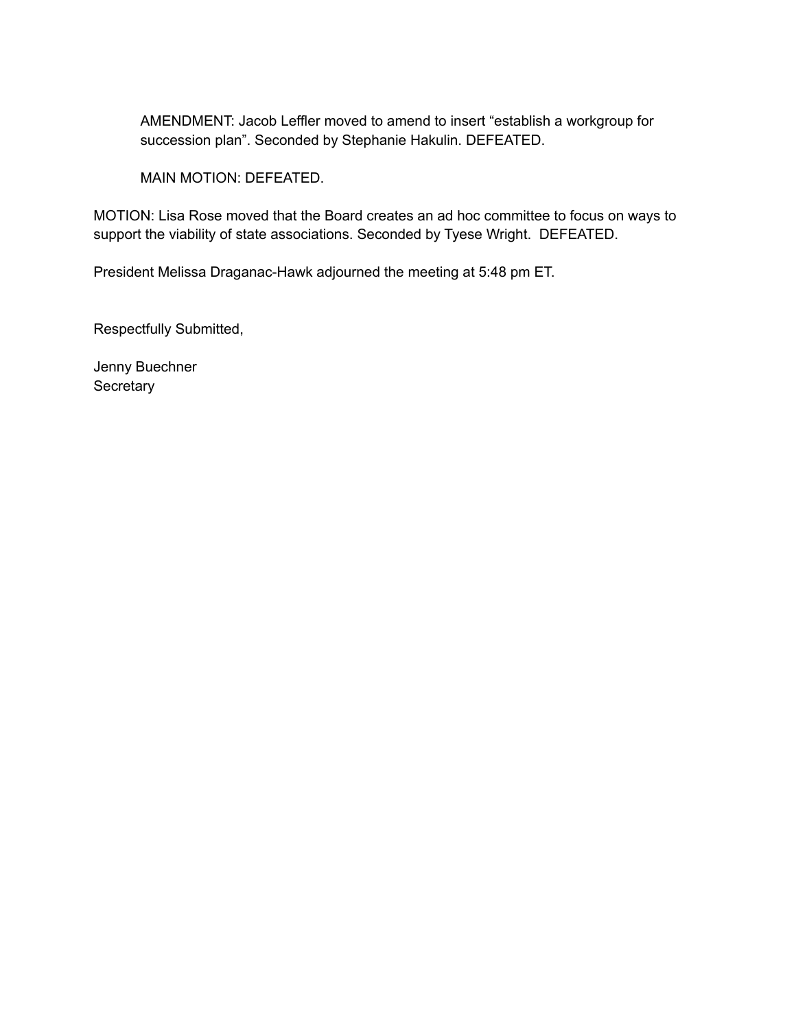AMENDMENT: Jacob Leffler moved to amend to insert "establish a workgroup for succession plan". Seconded by Stephanie Hakulin. DEFEATED.

MAIN MOTION: DEFEATED.

MOTION: Lisa Rose moved that the Board creates an ad hoc committee to focus on ways to support the viability of state associations. Seconded by Tyese Wright. DEFEATED.

President Melissa Draganac-Hawk adjourned the meeting at 5:48 pm ET.

Respectfully Submitted,

Jenny Buechner
Secretary